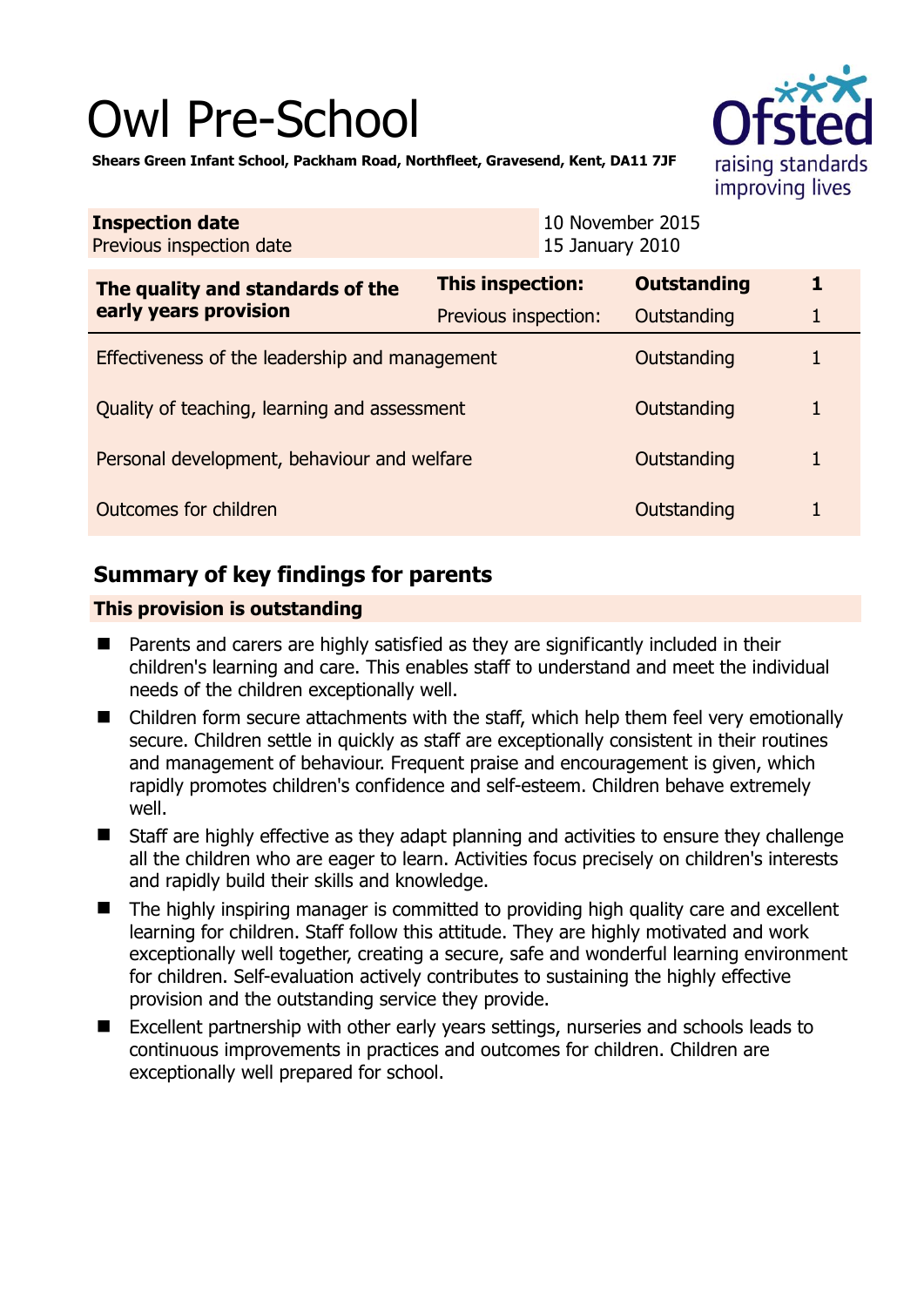# Owl Pre-School

**Shears Green Infant School, Packham Road, Northfleet, Gravesend, Kent, DA11 7JF**

| **Inspection date** | 10 November 2015 |
|---|---|
| Previous inspection date | 15 January 2010 |

| **The quality and standards of the early years provision** | **This inspection:** | **Outstanding** | **1** |
|---|---|---|---|
| | Previous inspection: | Outstanding | 1 |
| Effectiveness of the leadership and management | | Outstanding | 1 |
| Quality of teaching, learning and assessment | | Outstanding | 1 |
| Personal development, behaviour and welfare | | Outstanding | 1 |
| Outcomes for children | | Outstanding | 1 |

## Summary of key findings for parents

**This provision is outstanding**

- Parents and carers are highly satisfied as they are significantly included in their children's learning and care. This enables staff to understand and meet the individual needs of the children exceptionally well.
- Children form secure attachments with the staff, which help them feel very emotionally secure. Children settle in quickly as staff are exceptionally consistent in their routines and management of behaviour. Frequent praise and encouragement is given, which rapidly promotes children's confidence and self-esteem. Children behave extremely well.
- Staff are highly effective as they adapt planning and activities to ensure they challenge all the children who are eager to learn. Activities focus precisely on children's interests and rapidly build their skills and knowledge.
- The highly inspiring manager is committed to providing high quality care and excellent learning for children. Staff follow this attitude. They are highly motivated and work exceptionally well together, creating a secure, safe and wonderful learning environment for children. Self-evaluation actively contributes to sustaining the highly effective provision and the outstanding service they provide.
- Excellent partnership with other early years settings, nurseries and schools leads to continuous improvements in practices and outcomes for children. Children are exceptionally well prepared for school.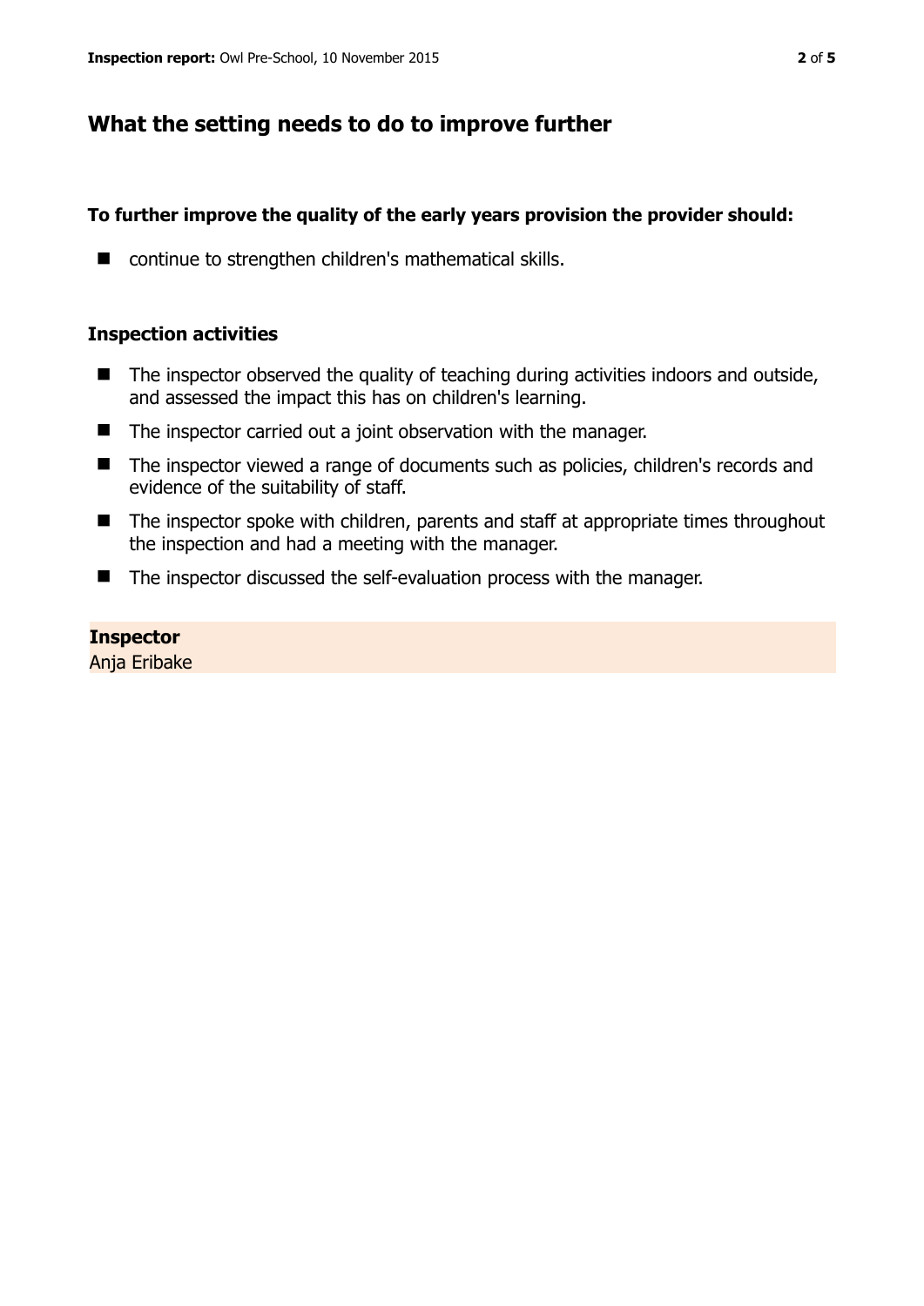## What the setting needs to do to improve further

**To further improve the quality of the early years provision the provider should:**

- continue to strengthen children's mathematical skills.

### Inspection activities

- The inspector observed the quality of teaching during activities indoors and outside, and assessed the impact this has on children's learning.
- The inspector carried out a joint observation with the manager.
- The inspector viewed a range of documents such as policies, children's records and evidence of the suitability of staff.
- The inspector spoke with children, parents and staff at appropriate times throughout the inspection and had a meeting with the manager.
- The inspector discussed the self-evaluation process with the manager.

**Inspector**
Anja Eribake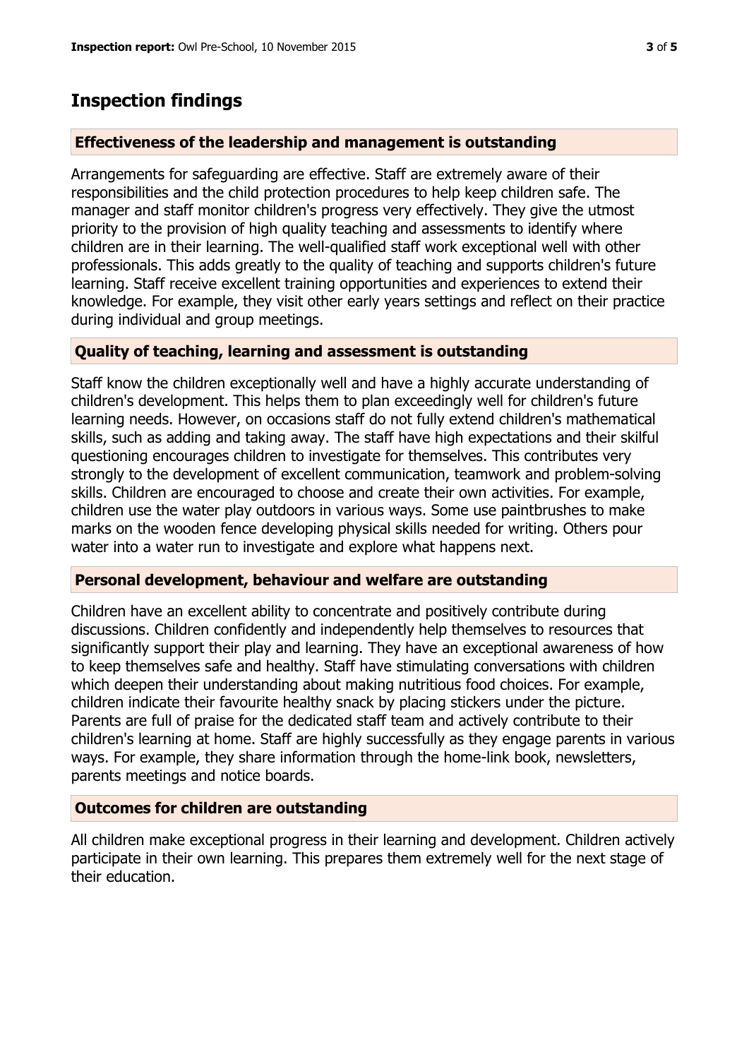## Inspection findings

### Effectiveness of the leadership and management is outstanding

Arrangements for safeguarding are effective. Staff are extremely aware of their responsibilities and the child protection procedures to help keep children safe. The manager and staff monitor children's progress very effectively. They give the utmost priority to the provision of high quality teaching and assessments to identify where children are in their learning. The well-qualified staff work exceptional well with other professionals. This adds greatly to the quality of teaching and supports children's future learning. Staff receive excellent training opportunities and experiences to extend their knowledge. For example, they visit other early years settings and reflect on their practice during individual and group meetings.

### Quality of teaching, learning and assessment is outstanding

Staff know the children exceptionally well and have a highly accurate understanding of children's development. This helps them to plan exceedingly well for children's future learning needs. However, on occasions staff do not fully extend children's mathematical skills, such as adding and taking away. The staff have high expectations and their skilful questioning encourages children to investigate for themselves. This contributes very strongly to the development of excellent communication, teamwork and problem-solving skills. Children are encouraged to choose and create their own activities. For example, children use the water play outdoors in various ways. Some use paintbrushes to make marks on the wooden fence developing physical skills needed for writing. Others pour water into a water run to investigate and explore what happens next.

### Personal development, behaviour and welfare are outstanding

Children have an excellent ability to concentrate and positively contribute during discussions. Children confidently and independently help themselves to resources that significantly support their play and learning. They have an exceptional awareness of how to keep themselves safe and healthy. Staff have stimulating conversations with children which deepen their understanding about making nutritious food choices. For example, children indicate their favourite healthy snack by placing stickers under the picture. Parents are full of praise for the dedicated staff team and actively contribute to their children's learning at home. Staff are highly successfully as they engage parents in various ways. For example, they share information through the home-link book, newsletters, parents meetings and notice boards.

### Outcomes for children are outstanding

All children make exceptional progress in their learning and development. Children actively participate in their own learning. This prepares them extremely well for the next stage of their education.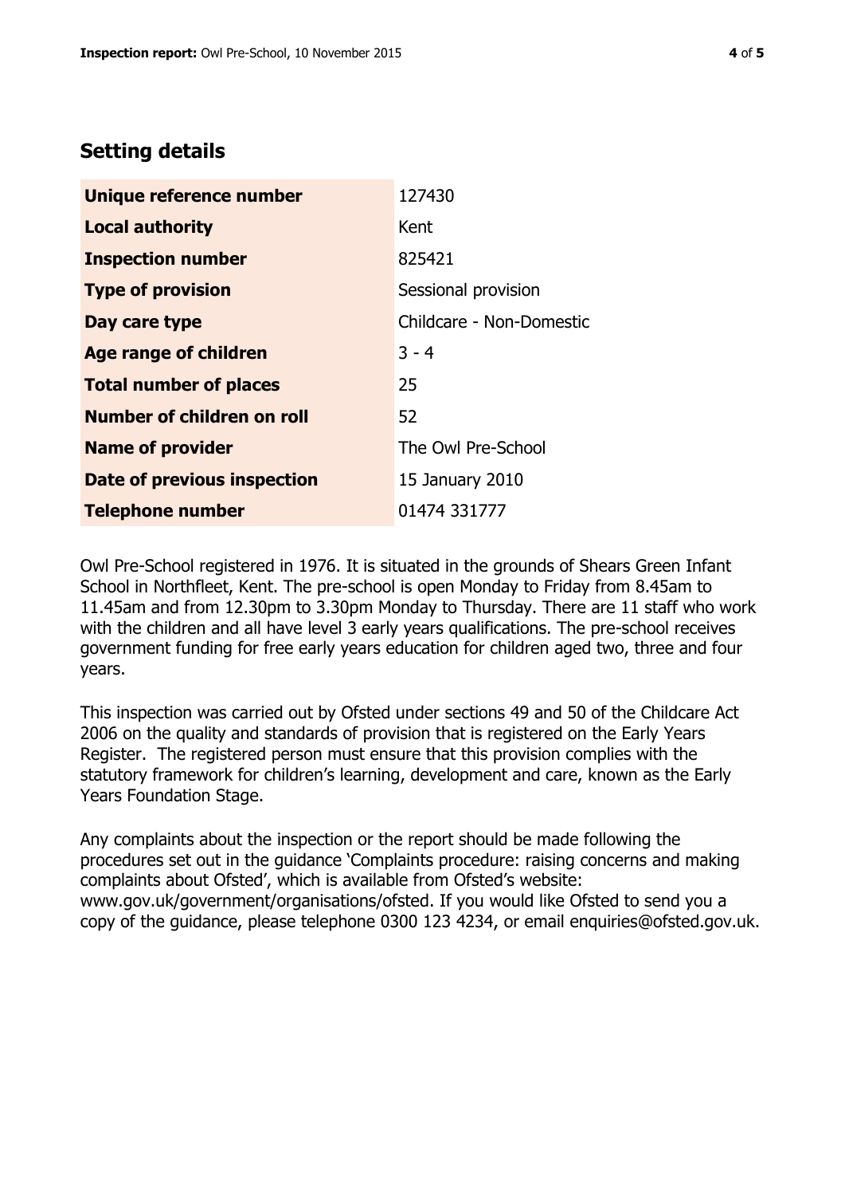## Setting details

| | |
|---|---|
| **Unique reference number** | 127430 |
| **Local authority** | Kent |
| **Inspection number** | 825421 |
| **Type of provision** | Sessional provision |
| **Day care type** | Childcare - Non-Domestic |
| **Age range of children** | 3 - 4 |
| **Total number of places** | 25 |
| **Number of children on roll** | 52 |
| **Name of provider** | The Owl Pre-School |
| **Date of previous inspection** | 15 January 2010 |
| **Telephone number** | 01474 331777 |

Owl Pre-School registered in 1976. It is situated in the grounds of Shears Green Infant School in Northfleet, Kent. The pre-school is open Monday to Friday from 8.45am to 11.45am and from 12.30pm to 3.30pm Monday to Thursday. There are 11 staff who work with the children and all have level 3 early years qualifications. The pre-school receives government funding for free early years education for children aged two, three and four years.

This inspection was carried out by Ofsted under sections 49 and 50 of the Childcare Act 2006 on the quality and standards of provision that is registered on the Early Years Register. The registered person must ensure that this provision complies with the statutory framework for children's learning, development and care, known as the Early Years Foundation Stage.

Any complaints about the inspection or the report should be made following the procedures set out in the guidance 'Complaints procedure: raising concerns and making complaints about Ofsted', which is available from Ofsted's website: www.gov.uk/government/organisations/ofsted. If you would like Ofsted to send you a copy of the guidance, please telephone 0300 123 4234, or email enquiries@ofsted.gov.uk.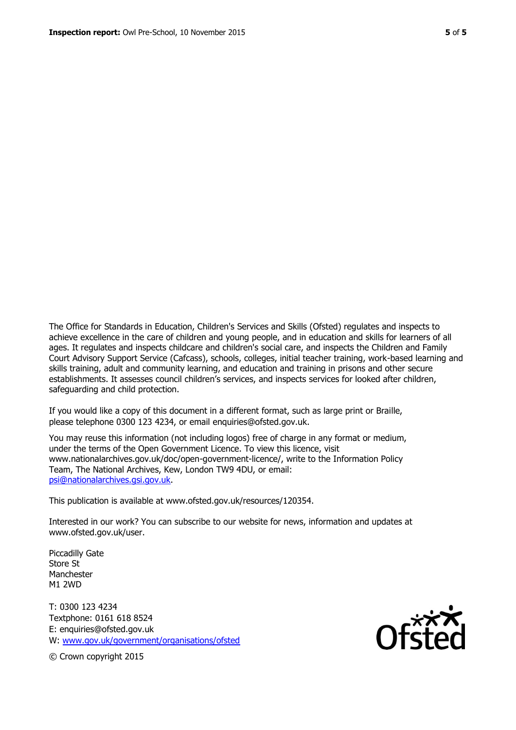The Office for Standards in Education, Children's Services and Skills (Ofsted) regulates and inspects to achieve excellence in the care of children and young people, and in education and skills for learners of all ages. It regulates and inspects childcare and children's social care, and inspects the Children and Family Court Advisory Support Service (Cafcass), schools, colleges, initial teacher training, work-based learning and skills training, adult and community learning, and education and training in prisons and other secure establishments. It assesses council children's services, and inspects services for looked after children, safeguarding and child protection.

If you would like a copy of this document in a different format, such as large print or Braille, please telephone 0300 123 4234, or email enquiries@ofsted.gov.uk.

You may reuse this information (not including logos) free of charge in any format or medium, under the terms of the Open Government Licence. To view this licence, visit www.nationalarchives.gov.uk/doc/open-government-licence/, write to the Information Policy Team, The National Archives, Kew, London TW9 4DU, or email: psi@nationalarchives.gsi.gov.uk.

This publication is available at www.ofsted.gov.uk/resources/120354.

Interested in our work? You can subscribe to our website for news, information and updates at www.ofsted.gov.uk/user.

Piccadilly Gate
Store St
Manchester
M1 2WD

T: 0300 123 4234
Textphone: 0161 618 8524
E: enquiries@ofsted.gov.uk
W: www.gov.uk/government/organisations/ofsted

© Crown copyright 2015